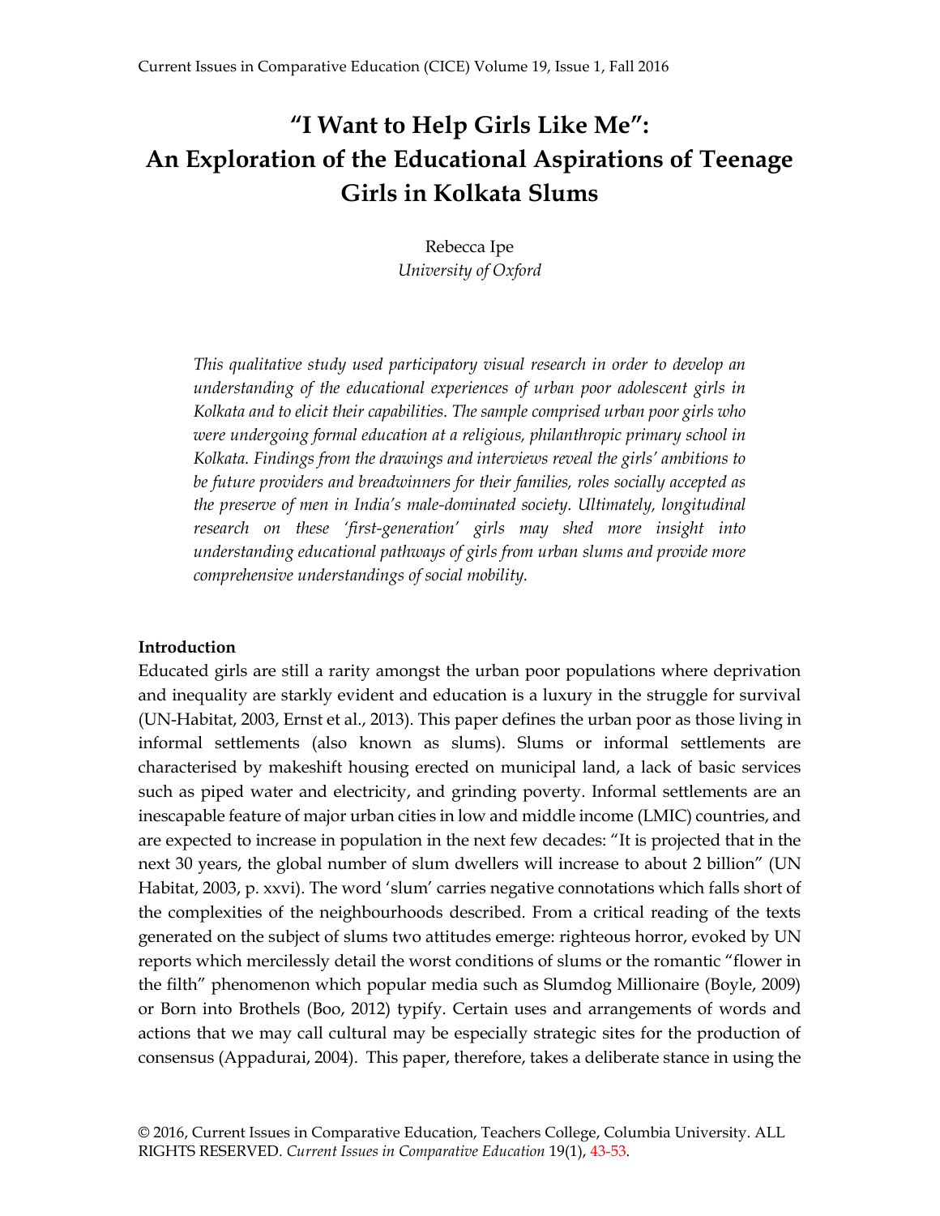# "I Want to Help Girls Like Me": An Exploration of the Educational Aspirations of Teenage Girls in Kolkata Slums

Rebecca Ipe
*University of Oxford*

*This qualitative study used participatory visual research in order to develop an understanding of the educational experiences of urban poor adolescent girls in Kolkata and to elicit their capabilities. The sample comprised urban poor girls who were undergoing formal education at a religious, philanthropic primary school in Kolkata. Findings from the drawings and interviews reveal the girls' ambitions to be future providers and breadwinners for their families, roles socially accepted as the preserve of men in India's male-dominated society. Ultimately, longitudinal research on these 'first-generation' girls may shed more insight into understanding educational pathways of girls from urban slums and provide more comprehensive understandings of social mobility.*

**Introduction**

Educated girls are still a rarity amongst the urban poor populations where deprivation and inequality are starkly evident and education is a luxury in the struggle for survival (UN-Habitat, 2003, Ernst et al., 2013). This paper defines the urban poor as those living in informal settlements (also known as slums). Slums or informal settlements are characterised by makeshift housing erected on municipal land, a lack of basic services such as piped water and electricity, and grinding poverty. Informal settlements are an inescapable feature of major urban cities in low and middle income (LMIC) countries, and are expected to increase in population in the next few decades: "It is projected that in the next 30 years, the global number of slum dwellers will increase to about 2 billion" (UN Habitat, 2003, p. xxvi). The word 'slum' carries negative connotations which falls short of the complexities of the neighbourhoods described. From a critical reading of the texts generated on the subject of slums two attitudes emerge: righteous horror, evoked by UN reports which mercilessly detail the worst conditions of slums or the romantic "flower in the filth" phenomenon which popular media such as Slumdog Millionaire (Boyle, 2009) or Born into Brothels (Boo, 2012) typify. Certain uses and arrangements of words and actions that we may call cultural may be especially strategic sites for the production of consensus (Appadurai, 2004). This paper, therefore, takes a deliberate stance in using the

© 2016, Current Issues in Comparative Education, Teachers College, Columbia University. ALL RIGHTS RESERVED. *Current Issues in Comparative Education* 19(1), 43-53.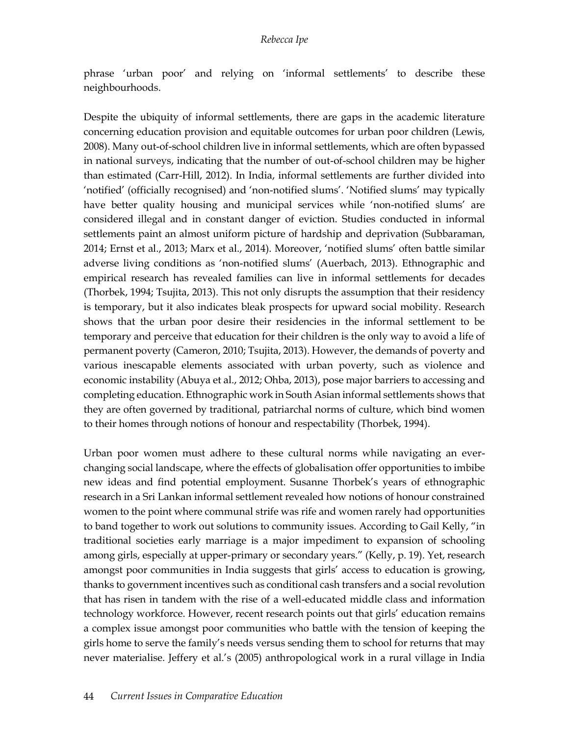phrase 'urban poor' and relying on 'informal settlements' to describe these neighbourhoods.

Despite the ubiquity of informal settlements, there are gaps in the academic literature concerning education provision and equitable outcomes for urban poor children (Lewis, 2008). Many out-of-school children live in informal settlements, which are often bypassed in national surveys, indicating that the number of out-of-school children may be higher than estimated (Carr-Hill, 2012). In India, informal settlements are further divided into 'notified' (officially recognised) and 'non-notified slums'. 'Notified slums' may typically have better quality housing and municipal services while 'non-notified slums' are considered illegal and in constant danger of eviction. Studies conducted in informal settlements paint an almost uniform picture of hardship and deprivation (Subbaraman, 2014; Ernst et al., 2013; Marx et al., 2014). Moreover, 'notified slums' often battle similar adverse living conditions as 'non-notified slums' (Auerbach, 2013). Ethnographic and empirical research has revealed families can live in informal settlements for decades (Thorbek, 1994; Tsujita, 2013). This not only disrupts the assumption that their residency is temporary, but it also indicates bleak prospects for upward social mobility. Research shows that the urban poor desire their residencies in the informal settlement to be temporary and perceive that education for their children is the only way to avoid a life of permanent poverty (Cameron, 2010; Tsujita, 2013). However, the demands of poverty and various inescapable elements associated with urban poverty, such as violence and economic instability (Abuya et al., 2012; Ohba, 2013), pose major barriers to accessing and completing education. Ethnographic work in South Asian informal settlements shows that they are often governed by traditional, patriarchal norms of culture, which bind women to their homes through notions of honour and respectability (Thorbek, 1994).

Urban poor women must adhere to these cultural norms while navigating an ever-changing social landscape, where the effects of globalisation offer opportunities to imbibe new ideas and find potential employment. Susanne Thorbek's years of ethnographic research in a Sri Lankan informal settlement revealed how notions of honour constrained women to the point where communal strife was rife and women rarely had opportunities to band together to work out solutions to community issues. According to Gail Kelly, "in traditional societies early marriage is a major impediment to expansion of schooling among girls, especially at upper-primary or secondary years." (Kelly, p. 19). Yet, research amongst poor communities in India suggests that girls' access to education is growing, thanks to government incentives such as conditional cash transfers and a social revolution that has risen in tandem with the rise of a well-educated middle class and information technology workforce. However, recent research points out that girls' education remains a complex issue amongst poor communities who battle with the tension of keeping the girls home to serve the family's needs versus sending them to school for returns that may never materialise. Jeffery et al.'s (2005) anthropological work in a rural village in India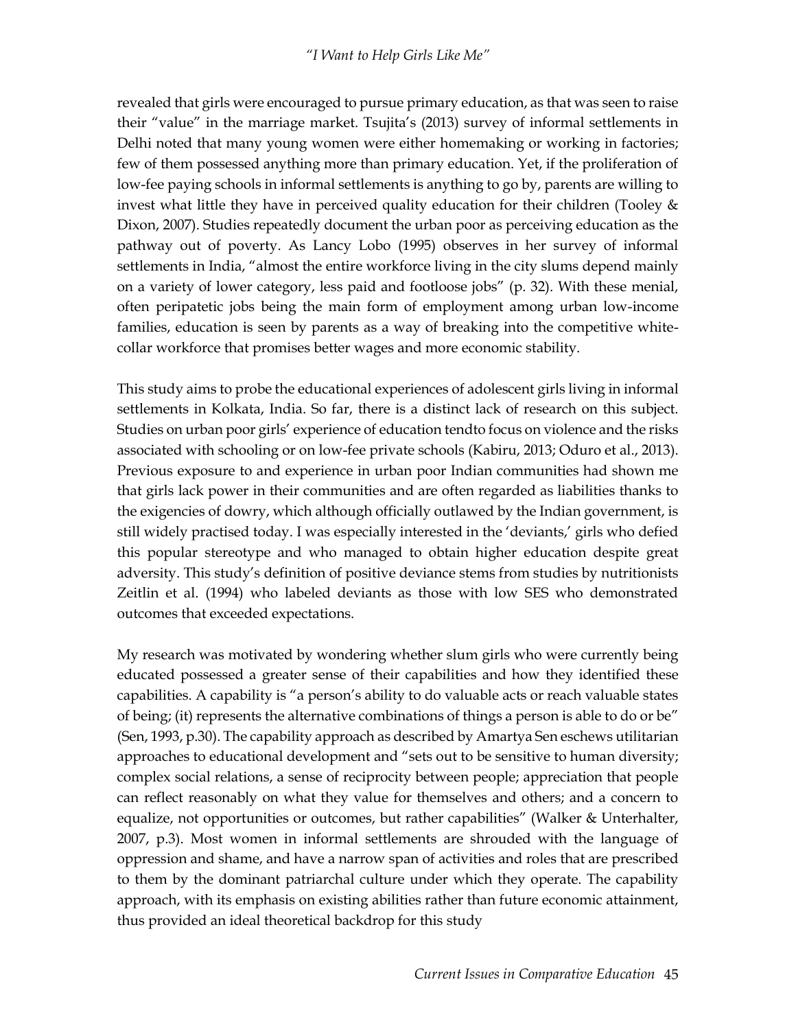revealed that girls were encouraged to pursue primary education, as that was seen to raise their "value" in the marriage market. Tsujita's (2013) survey of informal settlements in Delhi noted that many young women were either homemaking or working in factories; few of them possessed anything more than primary education. Yet, if the proliferation of low-fee paying schools in informal settlements is anything to go by, parents are willing to invest what little they have in perceived quality education for their children (Tooley & Dixon, 2007). Studies repeatedly document the urban poor as perceiving education as the pathway out of poverty. As Lancy Lobo (1995) observes in her survey of informal settlements in India, "almost the entire workforce living in the city slums depend mainly on a variety of lower category, less paid and footloose jobs" (p. 32). With these menial, often peripatetic jobs being the main form of employment among urban low-income families, education is seen by parents as a way of breaking into the competitive white-collar workforce that promises better wages and more economic stability.

This study aims to probe the educational experiences of adolescent girls living in informal settlements in Kolkata, India. So far, there is a distinct lack of research on this subject. Studies on urban poor girls' experience of education tendto focus on violence and the risks associated with schooling or on low-fee private schools (Kabiru, 2013; Oduro et al., 2013). Previous exposure to and experience in urban poor Indian communities had shown me that girls lack power in their communities and are often regarded as liabilities thanks to the exigencies of dowry, which although officially outlawed by the Indian government, is still widely practised today. I was especially interested in the 'deviants,' girls who defied this popular stereotype and who managed to obtain higher education despite great adversity. This study's definition of positive deviance stems from studies by nutritionists Zeitlin et al. (1994) who labeled deviants as those with low SES who demonstrated outcomes that exceeded expectations.

My research was motivated by wondering whether slum girls who were currently being educated possessed a greater sense of their capabilities and how they identified these capabilities. A capability is "a person's ability to do valuable acts or reach valuable states of being; (it) represents the alternative combinations of things a person is able to do or be" (Sen, 1993, p.30). The capability approach as described by Amartya Sen eschews utilitarian approaches to educational development and "sets out to be sensitive to human diversity; complex social relations, a sense of reciprocity between people; appreciation that people can reflect reasonably on what they value for themselves and others; and a concern to equalize, not opportunities or outcomes, but rather capabilities" (Walker & Unterhalter, 2007, p.3). Most women in informal settlements are shrouded with the language of oppression and shame, and have a narrow span of activities and roles that are prescribed to them by the dominant patriarchal culture under which they operate. The capability approach, with its emphasis on existing abilities rather than future economic attainment, thus provided an ideal theoretical backdrop for this study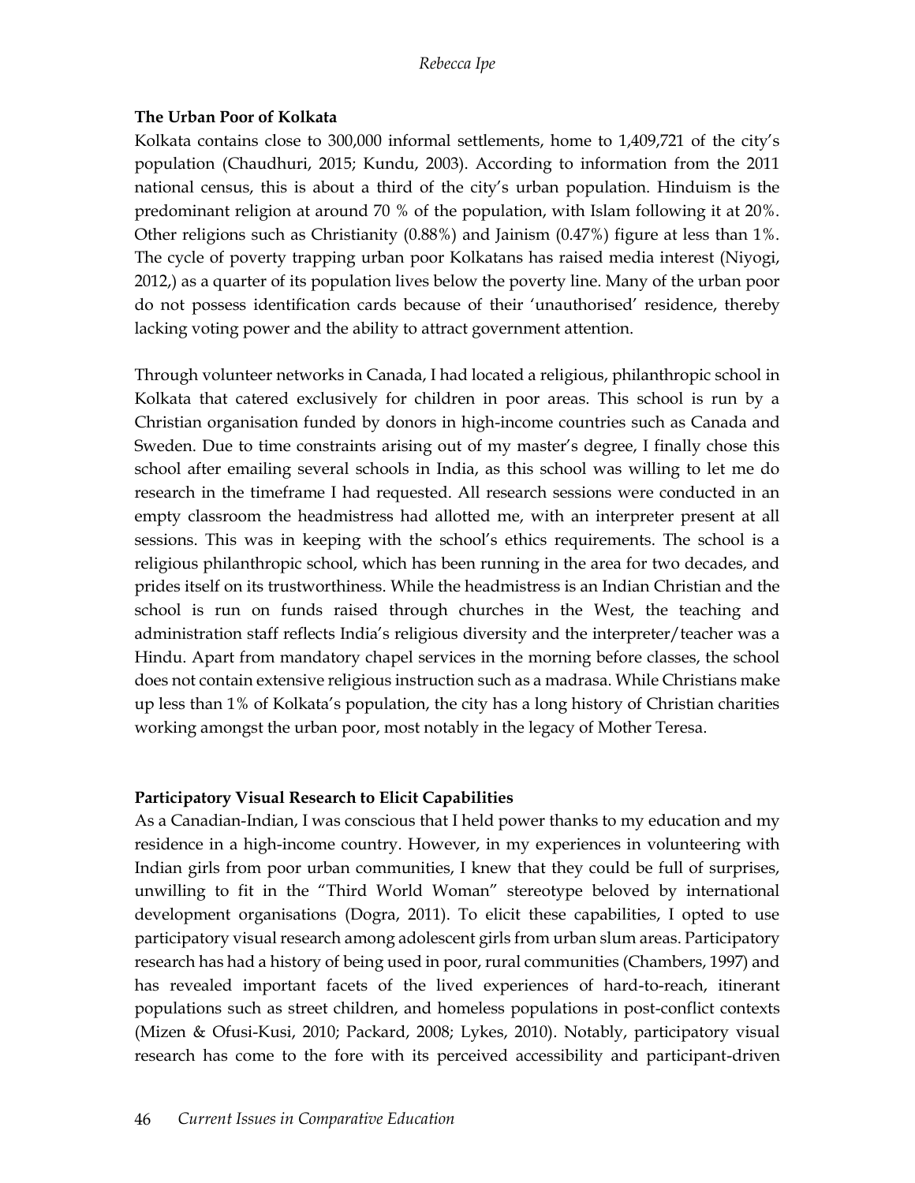### The Urban Poor of Kolkata

Kolkata contains close to 300,000 informal settlements, home to 1,409,721 of the city's population (Chaudhuri, 2015; Kundu, 2003). According to information from the 2011 national census, this is about a third of the city's urban population. Hinduism is the predominant religion at around 70 % of the population, with Islam following it at 20%. Other religions such as Christianity (0.88%) and Jainism (0.47%) figure at less than 1%. The cycle of poverty trapping urban poor Kolkatans has raised media interest (Niyogi, 2012,) as a quarter of its population lives below the poverty line. Many of the urban poor do not possess identification cards because of their 'unauthorised' residence, thereby lacking voting power and the ability to attract government attention.

Through volunteer networks in Canada, I had located a religious, philanthropic school in Kolkata that catered exclusively for children in poor areas. This school is run by a Christian organisation funded by donors in high-income countries such as Canada and Sweden. Due to time constraints arising out of my master's degree, I finally chose this school after emailing several schools in India, as this school was willing to let me do research in the timeframe I had requested. All research sessions were conducted in an empty classroom the headmistress had allotted me, with an interpreter present at all sessions. This was in keeping with the school's ethics requirements. The school is a religious philanthropic school, which has been running in the area for two decades, and prides itself on its trustworthiness. While the headmistress is an Indian Christian and the school is run on funds raised through churches in the West, the teaching and administration staff reflects India's religious diversity and the interpreter/teacher was a Hindu. Apart from mandatory chapel services in the morning before classes, the school does not contain extensive religious instruction such as a madrasa. While Christians make up less than 1% of Kolkata's population, the city has a long history of Christian charities working amongst the urban poor, most notably in the legacy of Mother Teresa.

### Participatory Visual Research to Elicit Capabilities

As a Canadian-Indian, I was conscious that I held power thanks to my education and my residence in a high-income country. However, in my experiences in volunteering with Indian girls from poor urban communities, I knew that they could be full of surprises, unwilling to fit in the "Third World Woman" stereotype beloved by international development organisations (Dogra, 2011). To elicit these capabilities, I opted to use participatory visual research among adolescent girls from urban slum areas. Participatory research has had a history of being used in poor, rural communities (Chambers, 1997) and has revealed important facets of the lived experiences of hard-to-reach, itinerant populations such as street children, and homeless populations in post-conflict contexts (Mizen & Ofusi-Kusi, 2010; Packard, 2008; Lykes, 2010). Notably, participatory visual research has come to the fore with its perceived accessibility and participant-driven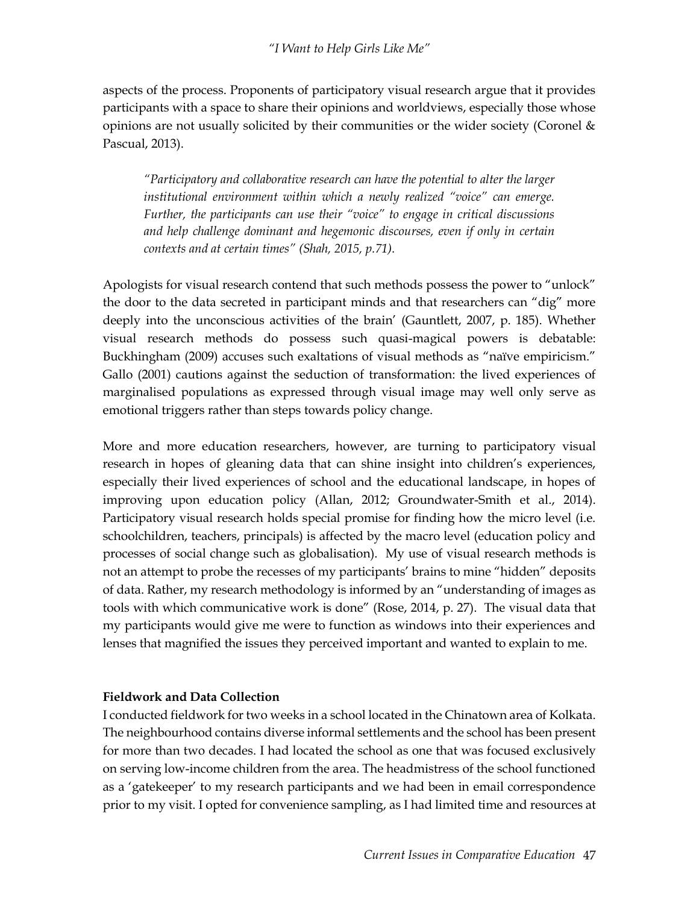aspects of the process. Proponents of participatory visual research argue that it provides participants with a space to share their opinions and worldviews, especially those whose opinions are not usually solicited by their communities or the wider society (Coronel & Pascual, 2013).

> *"Participatory and collaborative research can have the potential to alter the larger institutional environment within which a newly realized "voice" can emerge. Further, the participants can use their "voice" to engage in critical discussions and help challenge dominant and hegemonic discourses, even if only in certain contexts and at certain times" (Shah, 2015, p.71).*

Apologists for visual research contend that such methods possess the power to "unlock" the door to the data secreted in participant minds and that researchers can "dig" more deeply into the unconscious activities of the brain' (Gauntlett, 2007, p. 185). Whether visual research methods do possess such quasi-magical powers is debatable: Buckhingham (2009) accuses such exaltations of visual methods as "naïve empiricism." Gallo (2001) cautions against the seduction of transformation: the lived experiences of marginalised populations as expressed through visual image may well only serve as emotional triggers rather than steps towards policy change.

More and more education researchers, however, are turning to participatory visual research in hopes of gleaning data that can shine insight into children's experiences, especially their lived experiences of school and the educational landscape, in hopes of improving upon education policy (Allan, 2012; Groundwater-Smith et al., 2014). Participatory visual research holds special promise for finding how the micro level (i.e. schoolchildren, teachers, principals) is affected by the macro level (education policy and processes of social change such as globalisation). My use of visual research methods is not an attempt to probe the recesses of my participants' brains to mine "hidden" deposits of data. Rather, my research methodology is informed by an "understanding of images as tools with which communicative work is done" (Rose, 2014, p. 27). The visual data that my participants would give me were to function as windows into their experiences and lenses that magnified the issues they perceived important and wanted to explain to me.

**Fieldwork and Data Collection**

I conducted fieldwork for two weeks in a school located in the Chinatown area of Kolkata. The neighbourhood contains diverse informal settlements and the school has been present for more than two decades. I had located the school as one that was focused exclusively on serving low-income children from the area. The headmistress of the school functioned as a 'gatekeeper' to my research participants and we had been in email correspondence prior to my visit. I opted for convenience sampling, as I had limited time and resources at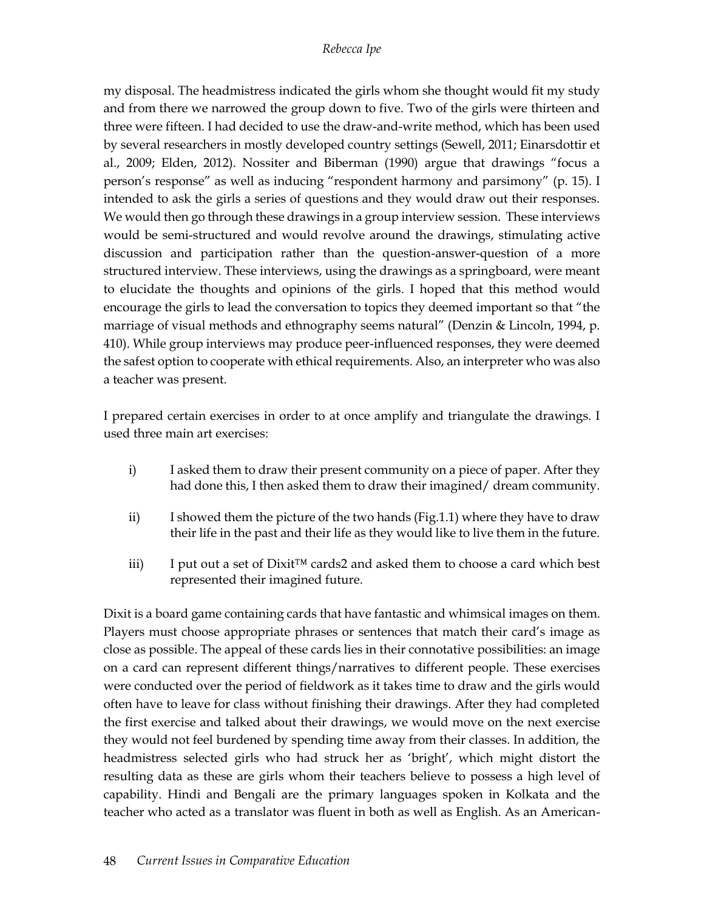my disposal. The headmistress indicated the girls whom she thought would fit my study and from there we narrowed the group down to five. Two of the girls were thirteen and three were fifteen. I had decided to use the draw-and-write method, which has been used by several researchers in mostly developed country settings (Sewell, 2011; Einarsdottir et al., 2009; Elden, 2012). Nossiter and Biberman (1990) argue that drawings "focus a person's response" as well as inducing "respondent harmony and parsimony" (p. 15). I intended to ask the girls a series of questions and they would draw out their responses. We would then go through these drawings in a group interview session. These interviews would be semi-structured and would revolve around the drawings, stimulating active discussion and participation rather than the question-answer-question of a more structured interview. These interviews, using the drawings as a springboard, were meant to elucidate the thoughts and opinions of the girls. I hoped that this method would encourage the girls to lead the conversation to topics they deemed important so that "the marriage of visual methods and ethnography seems natural" (Denzin & Lincoln, 1994, p. 410). While group interviews may produce peer-influenced responses, they were deemed the safest option to cooperate with ethical requirements. Also, an interpreter who was also a teacher was present.

I prepared certain exercises in order to at once amplify and triangulate the drawings. I used three main art exercises:

i) I asked them to draw their present community on a piece of paper. After they had done this, I then asked them to draw their imagined/ dream community.

ii) I showed them the picture of the two hands (Fig.1.1) where they have to draw their life in the past and their life as they would like to live them in the future.

iii) I put out a set of Dixit™ cards2 and asked them to choose a card which best represented their imagined future.

Dixit is a board game containing cards that have fantastic and whimsical images on them. Players must choose appropriate phrases or sentences that match their card's image as close as possible. The appeal of these cards lies in their connotative possibilities: an image on a card can represent different things/narratives to different people. These exercises were conducted over the period of fieldwork as it takes time to draw and the girls would often have to leave for class without finishing their drawings. After they had completed the first exercise and talked about their drawings, we would move on the next exercise they would not feel burdened by spending time away from their classes. In addition, the headmistress selected girls who had struck her as 'bright', which might distort the resulting data as these are girls whom their teachers believe to possess a high level of capability. Hindi and Bengali are the primary languages spoken in Kolkata and the teacher who acted as a translator was fluent in both as well as English. As an American-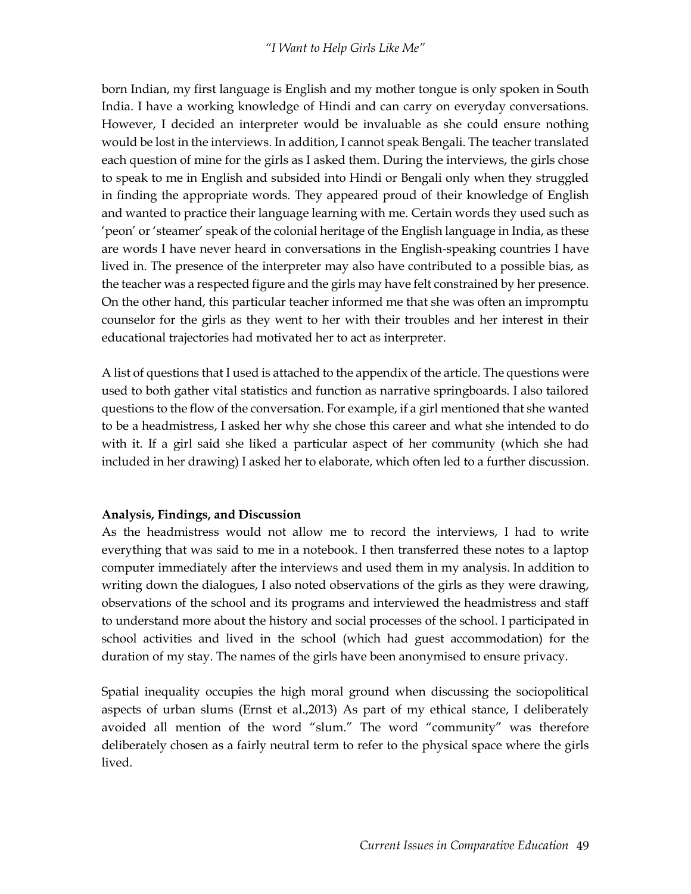born Indian, my first language is English and my mother tongue is only spoken in South India. I have a working knowledge of Hindi and can carry on everyday conversations. However, I decided an interpreter would be invaluable as she could ensure nothing would be lost in the interviews. In addition, I cannot speak Bengali. The teacher translated each question of mine for the girls as I asked them. During the interviews, the girls chose to speak to me in English and subsided into Hindi or Bengali only when they struggled in finding the appropriate words. They appeared proud of their knowledge of English and wanted to practice their language learning with me. Certain words they used such as 'peon' or 'steamer' speak of the colonial heritage of the English language in India, as these are words I have never heard in conversations in the English-speaking countries I have lived in. The presence of the interpreter may also have contributed to a possible bias, as the teacher was a respected figure and the girls may have felt constrained by her presence. On the other hand, this particular teacher informed me that she was often an impromptu counselor for the girls as they went to her with their troubles and her interest in their educational trajectories had motivated her to act as interpreter.

A list of questions that I used is attached to the appendix of the article. The questions were used to both gather vital statistics and function as narrative springboards. I also tailored questions to the flow of the conversation. For example, if a girl mentioned that she wanted to be a headmistress, I asked her why she chose this career and what she intended to do with it. If a girl said she liked a particular aspect of her community (which she had included in her drawing) I asked her to elaborate, which often led to a further discussion.

**Analysis, Findings, and Discussion**

As the headmistress would not allow me to record the interviews, I had to write everything that was said to me in a notebook. I then transferred these notes to a laptop computer immediately after the interviews and used them in my analysis. In addition to writing down the dialogues, I also noted observations of the girls as they were drawing, observations of the school and its programs and interviewed the headmistress and staff to understand more about the history and social processes of the school. I participated in school activities and lived in the school (which had guest accommodation) for the duration of my stay. The names of the girls have been anonymised to ensure privacy.

Spatial inequality occupies the high moral ground when discussing the sociopolitical aspects of urban slums (Ernst et al.,2013) As part of my ethical stance, I deliberately avoided all mention of the word "slum." The word "community" was therefore deliberately chosen as a fairly neutral term to refer to the physical space where the girls lived.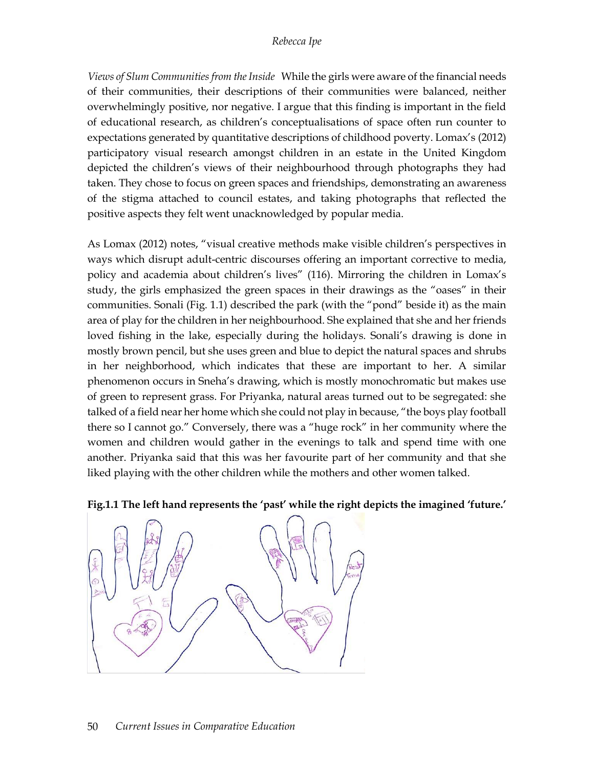*Views of Slum Communities from the Inside* While the girls were aware of the financial needs of their communities, their descriptions of their communities were balanced, neither overwhelmingly positive, nor negative. I argue that this finding is important in the field of educational research, as children's conceptualisations of space often run counter to expectations generated by quantitative descriptions of childhood poverty. Lomax's (2012) participatory visual research amongst children in an estate in the United Kingdom depicted the children's views of their neighbourhood through photographs they had taken. They chose to focus on green spaces and friendships, demonstrating an awareness of the stigma attached to council estates, and taking photographs that reflected the positive aspects they felt went unacknowledged by popular media.

As Lomax (2012) notes, "visual creative methods make visible children's perspectives in ways which disrupt adult-centric discourses offering an important corrective to media, policy and academia about children's lives" (116). Mirroring the children in Lomax's study, the girls emphasized the green spaces in their drawings as the "oases" in their communities. Sonali (Fig. 1.1) described the park (with the "pond" beside it) as the main area of play for the children in her neighbourhood. She explained that she and her friends loved fishing in the lake, especially during the holidays. Sonali's drawing is done in mostly brown pencil, but she uses green and blue to depict the natural spaces and shrubs in her neighborhood, which indicates that these are important to her. A similar phenomenon occurs in Sneha's drawing, which is mostly monochromatic but makes use of green to represent grass. For Priyanka, natural areas turned out to be segregated: she talked of a field near her home which she could not play in because, "the boys play football there so I cannot go." Conversely, there was a "huge rock" in her community where the women and children would gather in the evenings to talk and spend time with one another. Priyanka said that this was her favourite part of her community and that she liked playing with the other children while the mothers and other women talked.

**Fig.1.1 The left hand represents the 'past' while the right depicts the imagined 'future.'**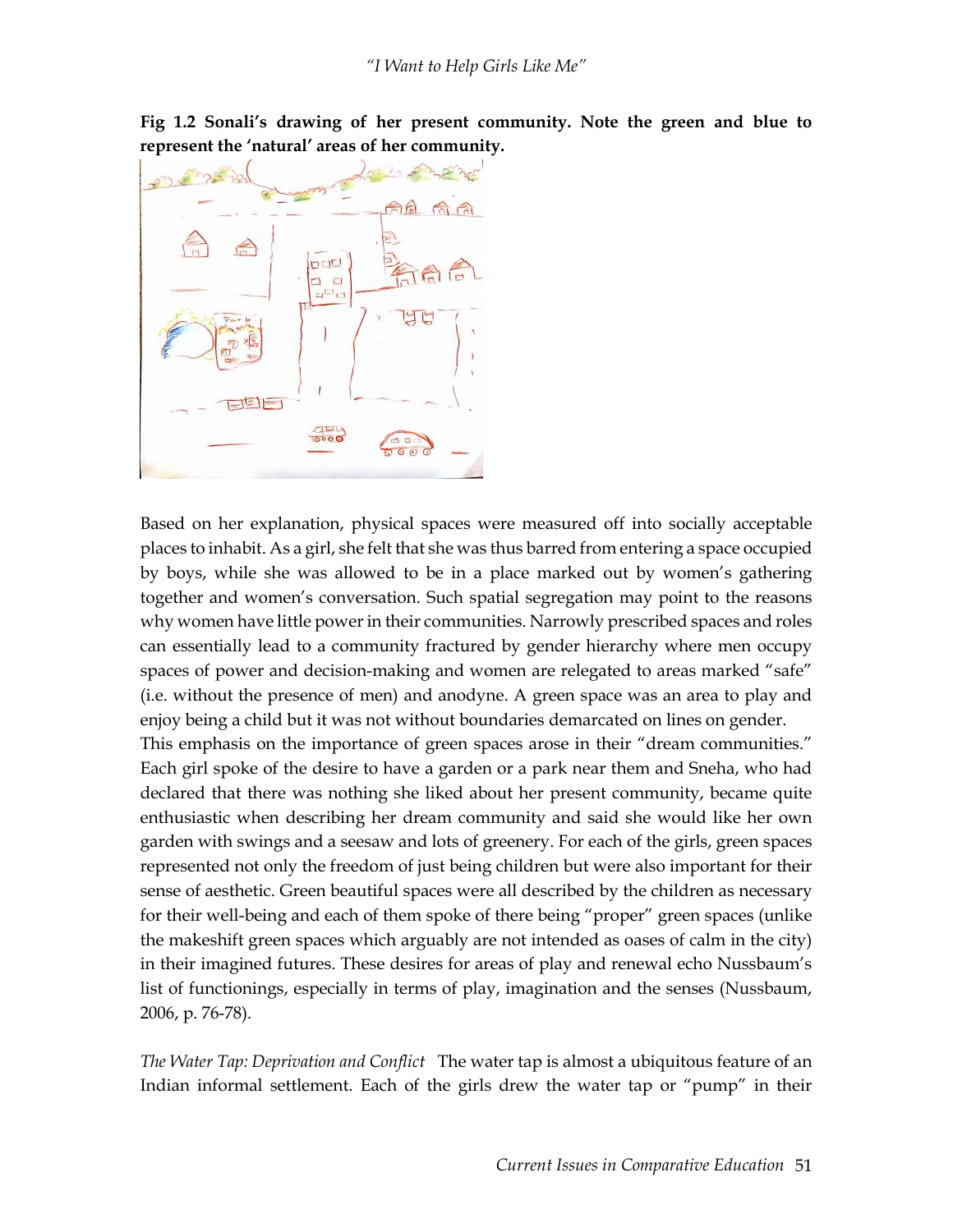**Fig 1.2 Sonali's drawing of her present community. Note the green and blue to represent the 'natural' areas of her community.**

Based on her explanation, physical spaces were measured off into socially acceptable places to inhabit. As a girl, she felt that she was thus barred from entering a space occupied by boys, while she was allowed to be in a place marked out by women's gathering together and women's conversation. Such spatial segregation may point to the reasons why women have little power in their communities. Narrowly prescribed spaces and roles can essentially lead to a community fractured by gender hierarchy where men occupy spaces of power and decision-making and women are relegated to areas marked "safe" (i.e. without the presence of men) and anodyne. A green space was an area to play and enjoy being a child but it was not without boundaries demarcated on lines on gender.

This emphasis on the importance of green spaces arose in their "dream communities." Each girl spoke of the desire to have a garden or a park near them and Sneha, who had declared that there was nothing she liked about her present community, became quite enthusiastic when describing her dream community and said she would like her own garden with swings and a seesaw and lots of greenery. For each of the girls, green spaces represented not only the freedom of just being children but were also important for their sense of aesthetic. Green beautiful spaces were all described by the children as necessary for their well-being and each of them spoke of there being "proper" green spaces (unlike the makeshift green spaces which arguably are not intended as oases of calm in the city) in their imagined futures. These desires for areas of play and renewal echo Nussbaum's list of functionings, especially in terms of play, imagination and the senses (Nussbaum, 2006, p. 76-78).

*The Water Tap: Deprivation and Conflict* The water tap is almost a ubiquitous feature of an Indian informal settlement. Each of the girls drew the water tap or "pump" in their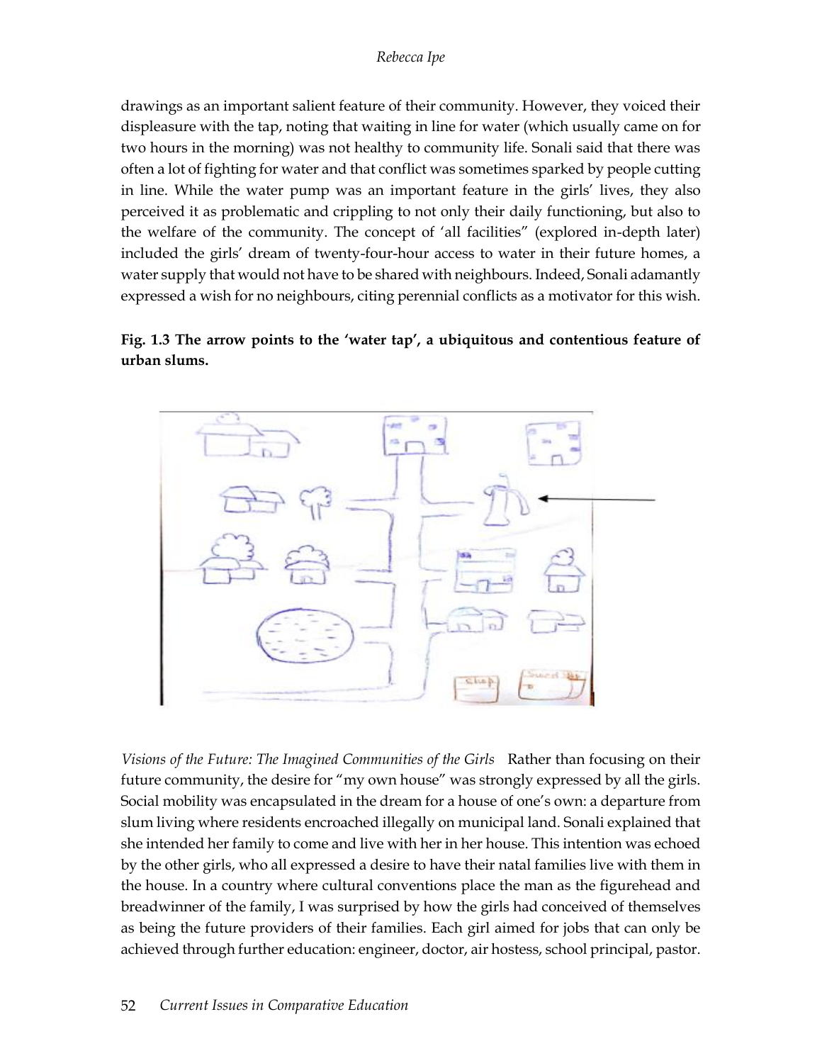drawings as an important salient feature of their community. However, they voiced their displeasure with the tap, noting that waiting in line for water (which usually came on for two hours in the morning) was not healthy to community life. Sonali said that there was often a lot of fighting for water and that conflict was sometimes sparked by people cutting in line. While the water pump was an important feature in the girls' lives, they also perceived it as problematic and crippling to not only their daily functioning, but also to the welfare of the community. The concept of 'all facilities" (explored in-depth later) included the girls' dream of twenty-four-hour access to water in their future homes, a water supply that would not have to be shared with neighbours. Indeed, Sonali adamantly expressed a wish for no neighbours, citing perennial conflicts as a motivator for this wish.

**Fig. 1.3 The arrow points to the 'water tap', a ubiquitous and contentious feature of urban slums.**

*Visions of the Future: The Imagined Communities of the Girls* Rather than focusing on their future community, the desire for "my own house" was strongly expressed by all the girls. Social mobility was encapsulated in the dream for a house of one's own: a departure from slum living where residents encroached illegally on municipal land. Sonali explained that she intended her family to come and live with her in her house. This intention was echoed by the other girls, who all expressed a desire to have their natal families live with them in the house. In a country where cultural conventions place the man as the figurehead and breadwinner of the family, I was surprised by how the girls had conceived of themselves as being the future providers of their families. Each girl aimed for jobs that can only be achieved through further education: engineer, doctor, air hostess, school principal, pastor.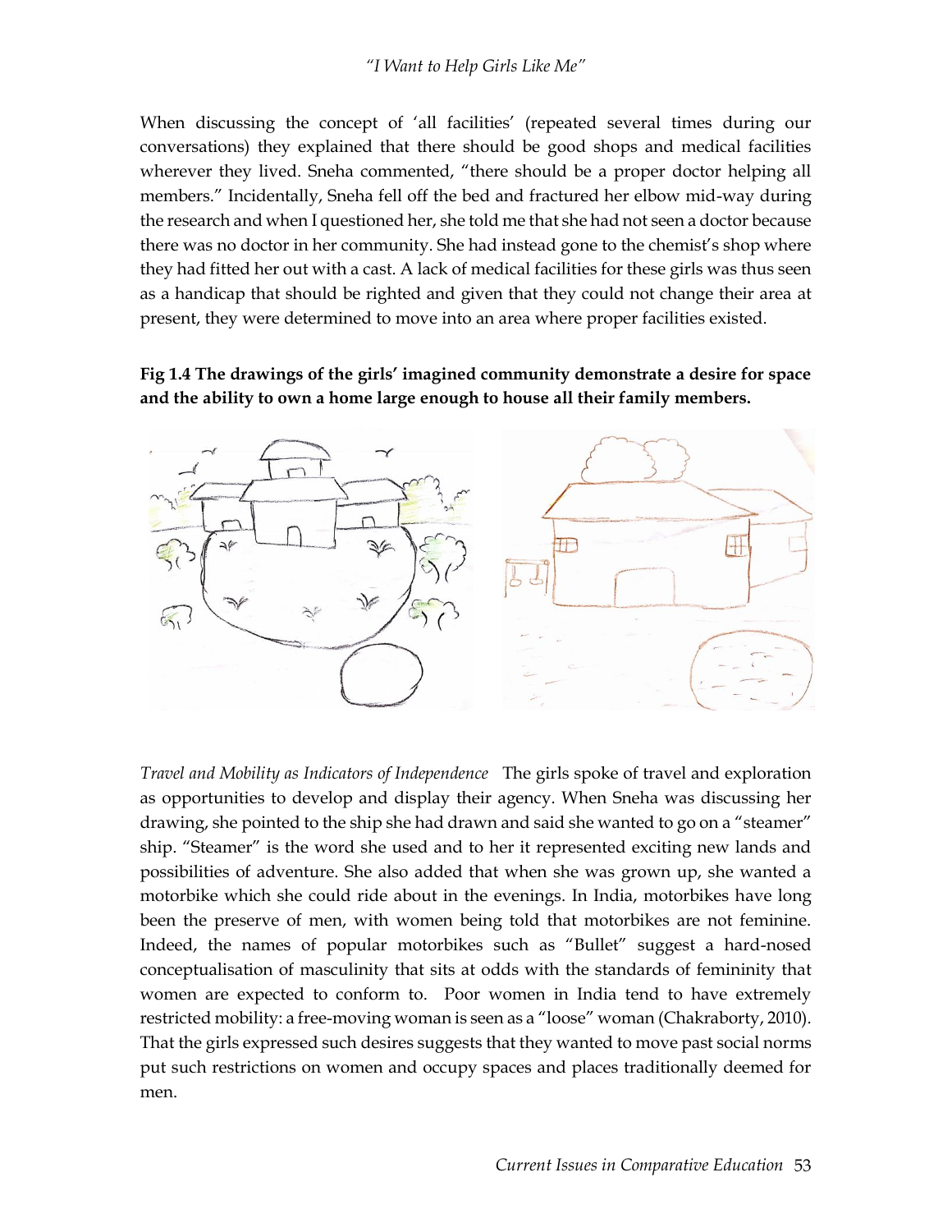When discussing the concept of 'all facilities' (repeated several times during our conversations) they explained that there should be good shops and medical facilities wherever they lived. Sneha commented, "there should be a proper doctor helping all members." Incidentally, Sneha fell off the bed and fractured her elbow mid-way during the research and when I questioned her, she told me that she had not seen a doctor because there was no doctor in her community. She had instead gone to the chemist's shop where they had fitted her out with a cast. A lack of medical facilities for these girls was thus seen as a handicap that should be righted and given that they could not change their area at present, they were determined to move into an area where proper facilities existed.

**Fig 1.4 The drawings of the girls' imagined community demonstrate a desire for space and the ability to own a home large enough to house all their family members.**

*Travel and Mobility as Indicators of Independence* The girls spoke of travel and exploration as opportunities to develop and display their agency. When Sneha was discussing her drawing, she pointed to the ship she had drawn and said she wanted to go on a "steamer" ship. "Steamer" is the word she used and to her it represented exciting new lands and possibilities of adventure. She also added that when she was grown up, she wanted a motorbike which she could ride about in the evenings. In India, motorbikes have long been the preserve of men, with women being told that motorbikes are not feminine. Indeed, the names of popular motorbikes such as "Bullet" suggest a hard-nosed conceptualisation of masculinity that sits at odds with the standards of femininity that women are expected to conform to. Poor women in India tend to have extremely restricted mobility: a free-moving woman is seen as a "loose" woman (Chakraborty, 2010). That the girls expressed such desires suggests that they wanted to move past social norms put such restrictions on women and occupy spaces and places traditionally deemed for men.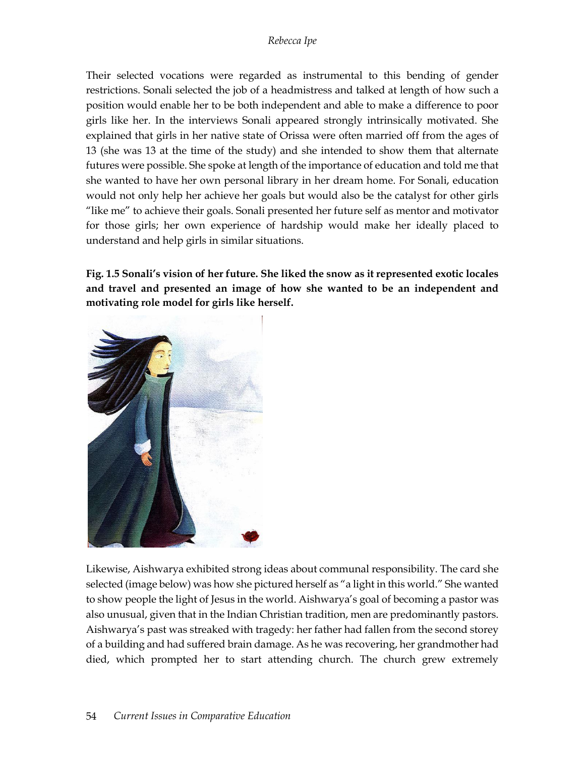Their selected vocations were regarded as instrumental to this bending of gender restrictions. Sonali selected the job of a headmistress and talked at length of how such a position would enable her to be both independent and able to make a difference to poor girls like her. In the interviews Sonali appeared strongly intrinsically motivated. She explained that girls in her native state of Orissa were often married off from the ages of 13 (she was 13 at the time of the study) and she intended to show them that alternate futures were possible. She spoke at length of the importance of education and told me that she wanted to have her own personal library in her dream home. For Sonali, education would not only help her achieve her goals but would also be the catalyst for other girls "like me" to achieve their goals. Sonali presented her future self as mentor and motivator for those girls; her own experience of hardship would make her ideally placed to understand and help girls in similar situations.

**Fig. 1.5 Sonali's vision of her future. She liked the snow as it represented exotic locales and travel and presented an image of how she wanted to be an independent and motivating role model for girls like herself.**

Likewise, Aishwarya exhibited strong ideas about communal responsibility. The card she selected (image below) was how she pictured herself as "a light in this world." She wanted to show people the light of Jesus in the world. Aishwarya's goal of becoming a pastor was also unusual, given that in the Indian Christian tradition, men are predominantly pastors. Aishwarya's past was streaked with tragedy: her father had fallen from the second storey of a building and had suffered brain damage. As he was recovering, her grandmother had died, which prompted her to start attending church. The church grew extremely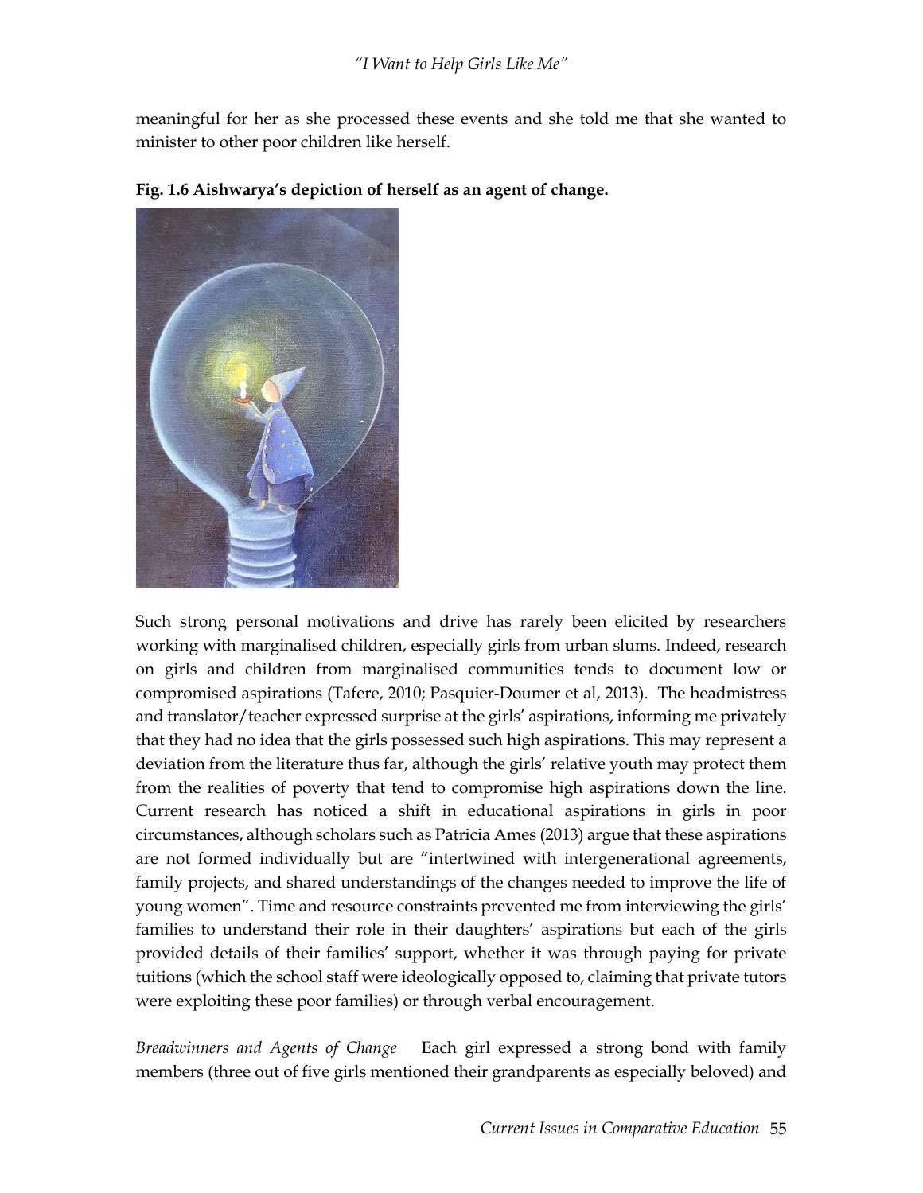meaningful for her as she processed these events and she told me that she wanted to minister to other poor children like herself.

**Fig. 1.6 Aishwarya's depiction of herself as an agent of change.**

Such strong personal motivations and drive has rarely been elicited by researchers working with marginalised children, especially girls from urban slums. Indeed, research on girls and children from marginalised communities tends to document low or compromised aspirations (Tafere, 2010; Pasquier-Doumer et al, 2013). The headmistress and translator/teacher expressed surprise at the girls' aspirations, informing me privately that they had no idea that the girls possessed such high aspirations. This may represent a deviation from the literature thus far, although the girls' relative youth may protect them from the realities of poverty that tend to compromise high aspirations down the line. Current research has noticed a shift in educational aspirations in girls in poor circumstances, although scholars such as Patricia Ames (2013) argue that these aspirations are not formed individually but are "intertwined with intergenerational agreements, family projects, and shared understandings of the changes needed to improve the life of young women". Time and resource constraints prevented me from interviewing the girls' families to understand their role in their daughters' aspirations but each of the girls provided details of their families' support, whether it was through paying for private tuitions (which the school staff were ideologically opposed to, claiming that private tutors were exploiting these poor families) or through verbal encouragement.

*Breadwinners and Agents of Change* Each girl expressed a strong bond with family members (three out of five girls mentioned their grandparents as especially beloved) and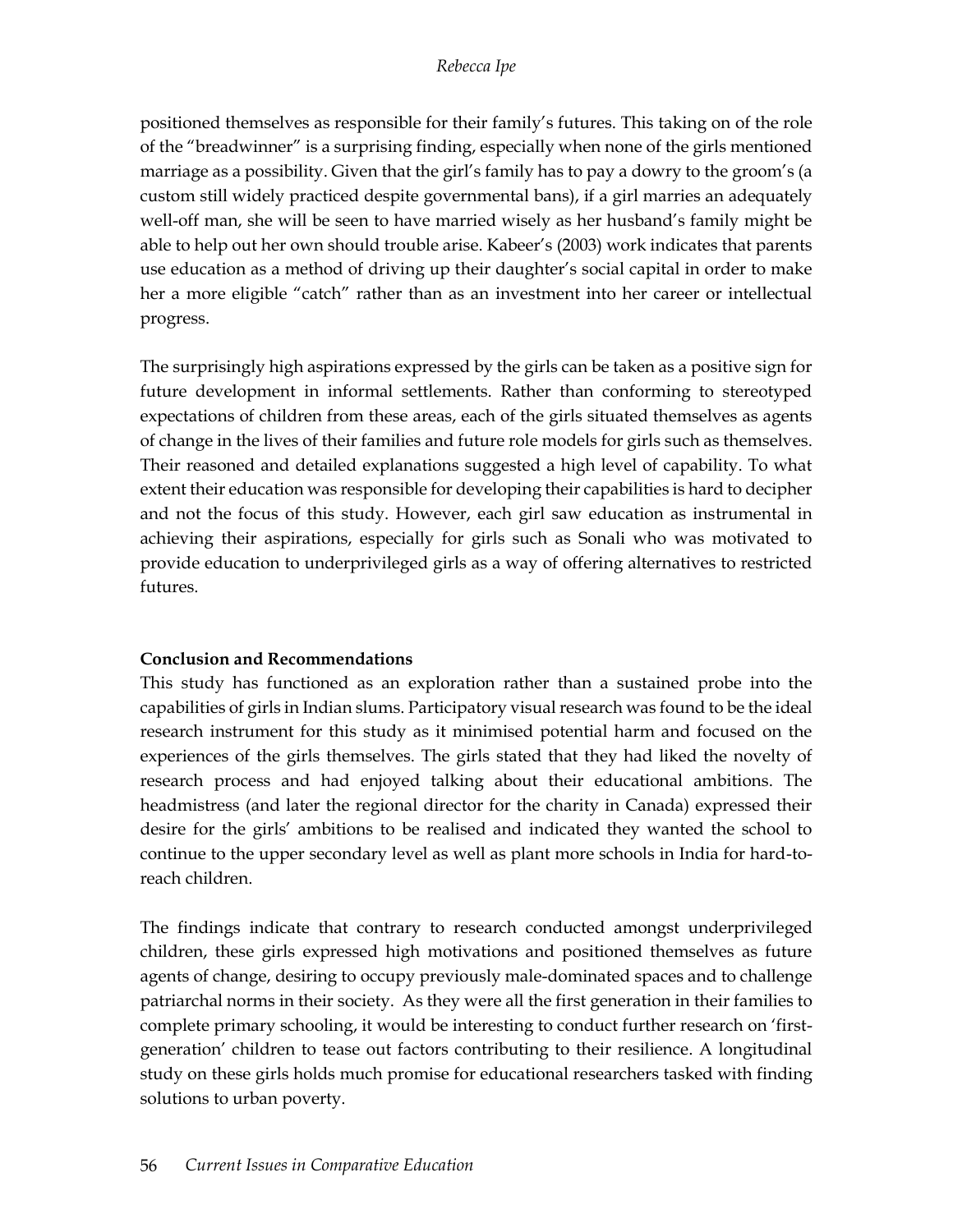positioned themselves as responsible for their family's futures. This taking on of the role of the "breadwinner" is a surprising finding, especially when none of the girls mentioned marriage as a possibility. Given that the girl's family has to pay a dowry to the groom's (a custom still widely practiced despite governmental bans), if a girl marries an adequately well-off man, she will be seen to have married wisely as her husband's family might be able to help out her own should trouble arise. Kabeer's (2003) work indicates that parents use education as a method of driving up their daughter's social capital in order to make her a more eligible "catch" rather than as an investment into her career or intellectual progress.

The surprisingly high aspirations expressed by the girls can be taken as a positive sign for future development in informal settlements. Rather than conforming to stereotyped expectations of children from these areas, each of the girls situated themselves as agents of change in the lives of their families and future role models for girls such as themselves. Their reasoned and detailed explanations suggested a high level of capability. To what extent their education was responsible for developing their capabilities is hard to decipher and not the focus of this study. However, each girl saw education as instrumental in achieving their aspirations, especially for girls such as Sonali who was motivated to provide education to underprivileged girls as a way of offering alternatives to restricted futures.

**Conclusion and Recommendations**

This study has functioned as an exploration rather than a sustained probe into the capabilities of girls in Indian slums. Participatory visual research was found to be the ideal research instrument for this study as it minimised potential harm and focused on the experiences of the girls themselves. The girls stated that they had liked the novelty of research process and had enjoyed talking about their educational ambitions. The headmistress (and later the regional director for the charity in Canada) expressed their desire for the girls' ambitions to be realised and indicated they wanted the school to continue to the upper secondary level as well as plant more schools in India for hard-to-reach children.

The findings indicate that contrary to research conducted amongst underprivileged children, these girls expressed high motivations and positioned themselves as future agents of change, desiring to occupy previously male-dominated spaces and to challenge patriarchal norms in their society. As they were all the first generation in their families to complete primary schooling, it would be interesting to conduct further research on 'first-generation' children to tease out factors contributing to their resilience. A longitudinal study on these girls holds much promise for educational researchers tasked with finding solutions to urban poverty.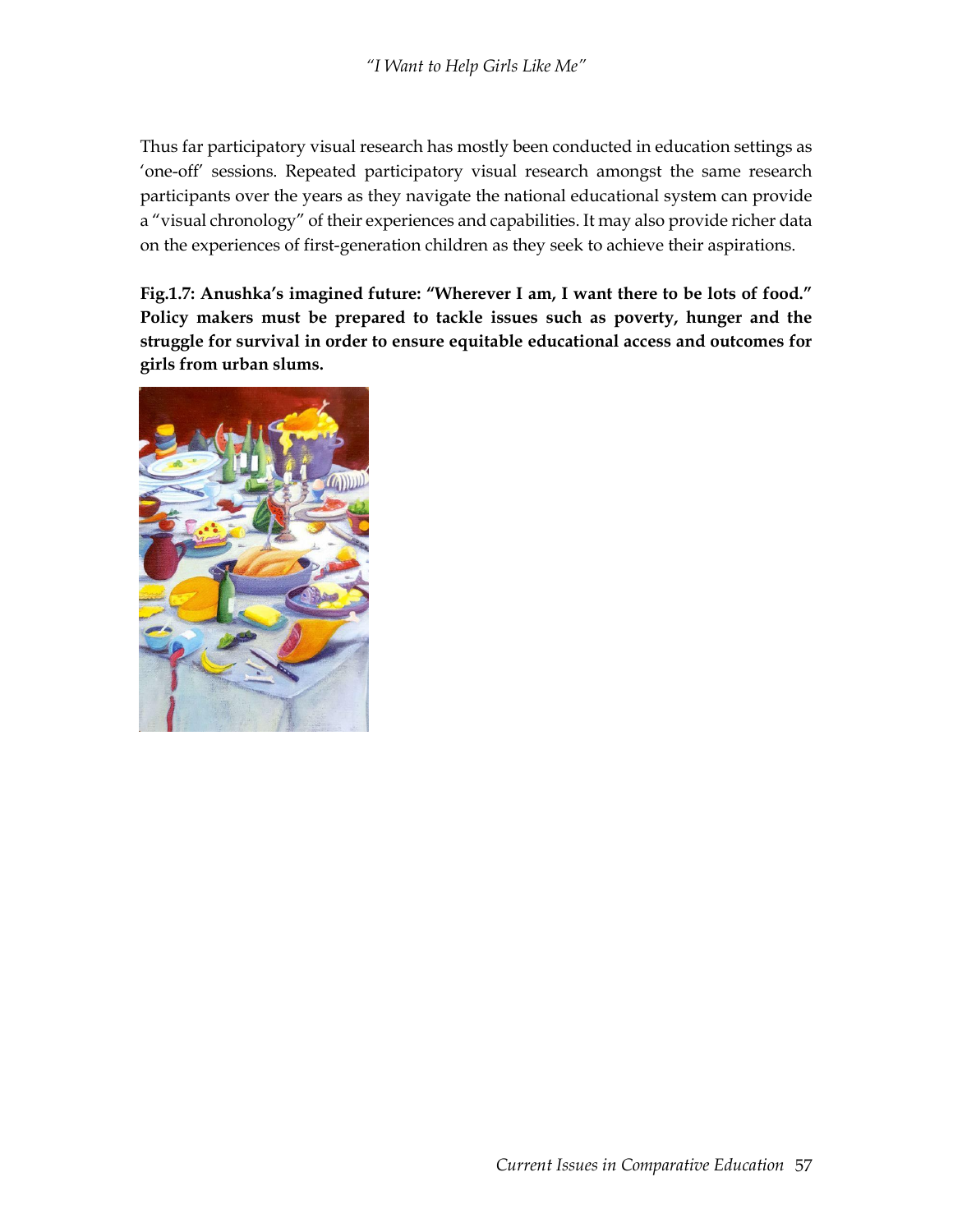Thus far participatory visual research has mostly been conducted in education settings as 'one-off' sessions. Repeated participatory visual research amongst the same research participants over the years as they navigate the national educational system can provide a "visual chronology" of their experiences and capabilities. It may also provide richer data on the experiences of first-generation children as they seek to achieve their aspirations.

**Fig.1.7: Anushka's imagined future: "Wherever I am, I want there to be lots of food." Policy makers must be prepared to tackle issues such as poverty, hunger and the struggle for survival in order to ensure equitable educational access and outcomes for girls from urban slums.**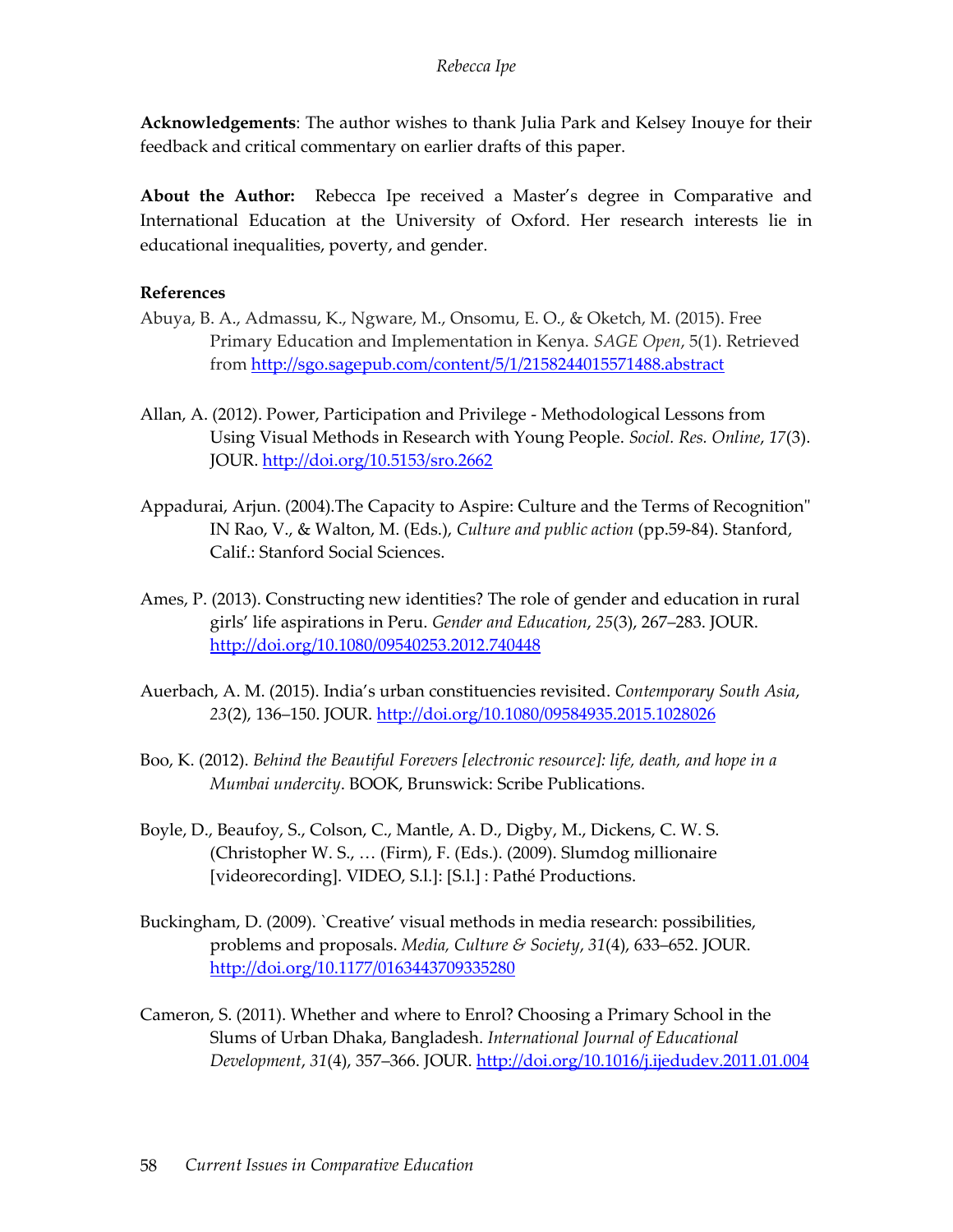**Acknowledgements**: The author wishes to thank Julia Park and Kelsey Inouye for their feedback and critical commentary on earlier drafts of this paper.

**About the Author:** Rebecca Ipe received a Master's degree in Comparative and International Education at the University of Oxford. Her research interests lie in educational inequalities, poverty, and gender.

**References**

Abuya, B. A., Admassu, K., Ngware, M., Onsomu, E. O., & Oketch, M. (2015). Free Primary Education and Implementation in Kenya. *SAGE Open*, 5(1). Retrieved from http://sgo.sagepub.com/content/5/1/2158244015571488.abstract

Allan, A. (2012). Power, Participation and Privilege - Methodological Lessons from Using Visual Methods in Research with Young People. *Sociol. Res. Online*, *17*(3). JOUR. http://doi.org/10.5153/sro.2662

Appadurai, Arjun. (2004).The Capacity to Aspire: Culture and the Terms of Recognition" IN Rao, V., & Walton, M. (Eds.), *Culture and public action* (pp.59-84). Stanford, Calif.: Stanford Social Sciences.

Ames, P. (2013). Constructing new identities? The role of gender and education in rural girls' life aspirations in Peru. *Gender and Education*, *25*(3), 267–283. JOUR. http://doi.org/10.1080/09540253.2012.740448

Auerbach, A. M. (2015). India's urban constituencies revisited. *Contemporary South Asia*, *23*(2), 136–150. JOUR. http://doi.org/10.1080/09584935.2015.1028026

Boo, K. (2012). *Behind the Beautiful Forevers [electronic resource]: life, death, and hope in a Mumbai undercity*. BOOK, Brunswick: Scribe Publications.

Boyle, D., Beaufoy, S., Colson, C., Mantle, A. D., Digby, M., Dickens, C. W. S. (Christopher W. S., … (Firm), F. (Eds.). (2009). Slumdog millionaire [videorecording]. VIDEO, S.l.]: [S.l.] : Pathé Productions.

Buckingham, D. (2009). `Creative' visual methods in media research: possibilities, problems and proposals. *Media, Culture & Society*, *31*(4), 633–652. JOUR. http://doi.org/10.1177/0163443709335280

Cameron, S. (2011). Whether and where to Enrol? Choosing a Primary School in the Slums of Urban Dhaka, Bangladesh. *International Journal of Educational Development*, *31*(4), 357–366. JOUR. http://doi.org/10.1016/j.ijedudev.2011.01.004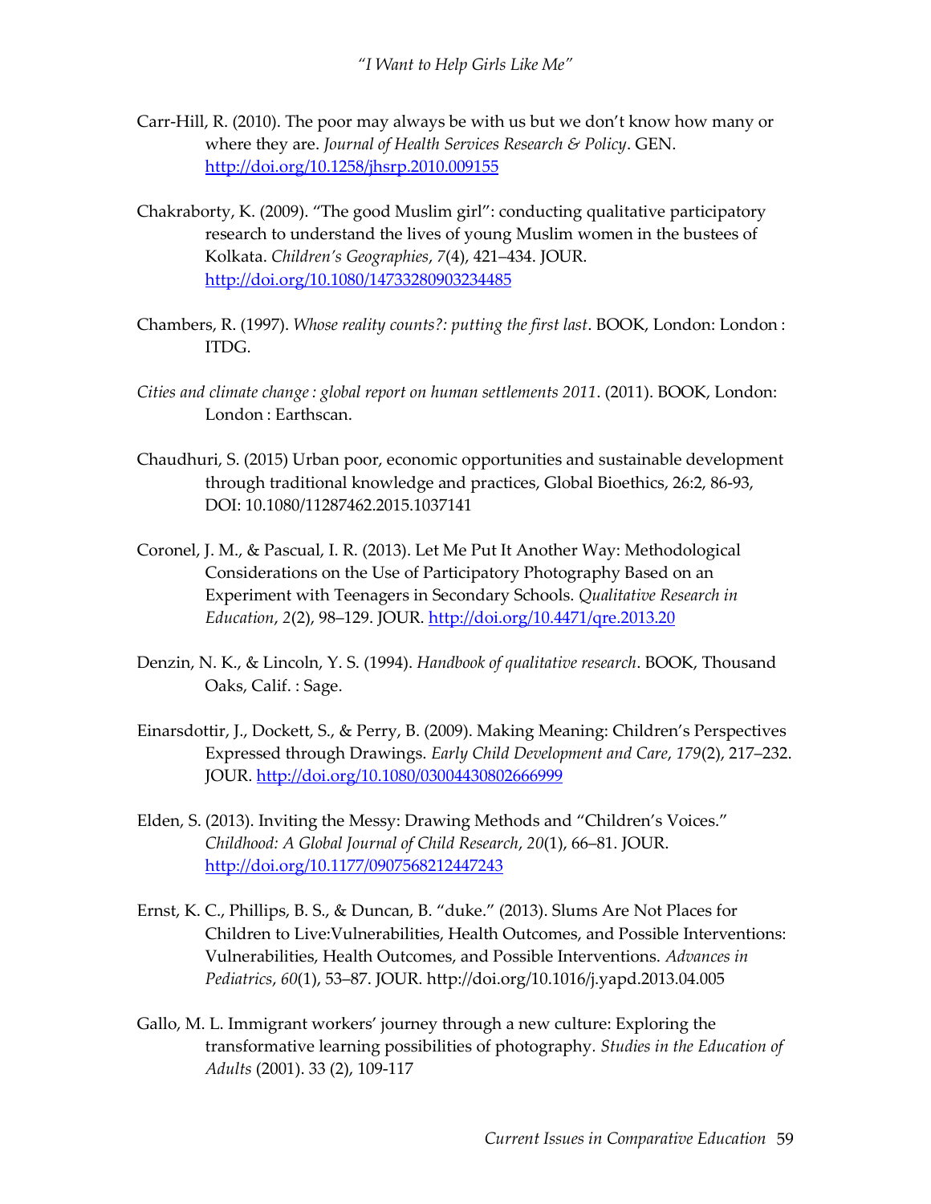Carr-Hill, R. (2010). The poor may always be with us but we don't know how many or where they are. *Journal of Health Services Research & Policy*. GEN. http://doi.org/10.1258/jhsrp.2010.009155

Chakraborty, K. (2009). "The good Muslim girl": conducting qualitative participatory research to understand the lives of young Muslim women in the bustees of Kolkata. *Children's Geographies*, *7*(4), 421–434. JOUR. http://doi.org/10.1080/14733280903234485

Chambers, R. (1997). *Whose reality counts?: putting the first last*. BOOK, London: London : ITDG.

*Cities and climate change : global report on human settlements 2011*. (2011). BOOK, London: London : Earthscan.

Chaudhuri, S. (2015) Urban poor, economic opportunities and sustainable development through traditional knowledge and practices, Global Bioethics, 26:2, 86-93, DOI: 10.1080/11287462.2015.1037141

Coronel, J. M., & Pascual, I. R. (2013). Let Me Put It Another Way: Methodological Considerations on the Use of Participatory Photography Based on an Experiment with Teenagers in Secondary Schools. *Qualitative Research in Education*, *2*(2), 98–129. JOUR. http://doi.org/10.4471/qre.2013.20

Denzin, N. K., & Lincoln, Y. S. (1994). *Handbook of qualitative research*. BOOK, Thousand Oaks, Calif. : Sage.

Einarsdottir, J., Dockett, S., & Perry, B. (2009). Making Meaning: Children's Perspectives Expressed through Drawings. *Early Child Development and Care*, *179*(2), 217–232. JOUR. http://doi.org/10.1080/03004430802666999

Elden, S. (2013). Inviting the Messy: Drawing Methods and "Children's Voices." *Childhood: A Global Journal of Child Research*, *20*(1), 66–81. JOUR. http://doi.org/10.1177/0907568212447243

Ernst, K. C., Phillips, B. S., & Duncan, B. "duke." (2013). Slums Are Not Places for Children to Live:Vulnerabilities, Health Outcomes, and Possible Interventions: Vulnerabilities, Health Outcomes, and Possible Interventions. *Advances in Pediatrics*, *60*(1), 53–87. JOUR. http://doi.org/10.1016/j.yapd.2013.04.005

Gallo, M. L. Immigrant workers' journey through a new culture: Exploring the transformative learning possibilities of photography. *Studies in the Education of Adults* (2001). 33 (2), 109-117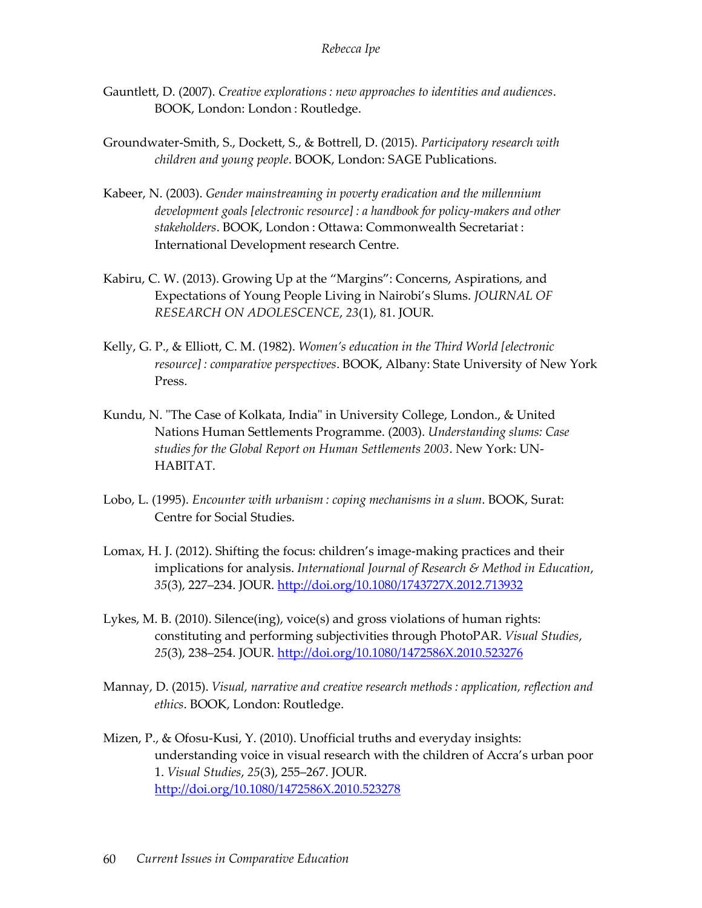Gauntlett, D. (2007). *Creative explorations : new approaches to identities and audiences*. BOOK, London: London : Routledge.

Groundwater-Smith, S., Dockett, S., & Bottrell, D. (2015). *Participatory research with children and young people*. BOOK, London: SAGE Publications.

Kabeer, N. (2003). *Gender mainstreaming in poverty eradication and the millennium development goals [electronic resource] : a handbook for policy-makers and other stakeholders*. BOOK, London : Ottawa: Commonwealth Secretariat : International Development research Centre.

Kabiru, C. W. (2013). Growing Up at the "Margins": Concerns, Aspirations, and Expectations of Young People Living in Nairobi's Slums. *JOURNAL OF RESEARCH ON ADOLESCENCE*, *23*(1), 81. JOUR.

Kelly, G. P., & Elliott, C. M. (1982). *Women's education in the Third World [electronic resource] : comparative perspectives*. BOOK, Albany: State University of New York Press.

Kundu, N. "The Case of Kolkata, India" in University College, London., & United Nations Human Settlements Programme. (2003). *Understanding slums: Case studies for the Global Report on Human Settlements 2003*. New York: UN-HABITAT.

Lobo, L. (1995). *Encounter with urbanism : coping mechanisms in a slum*. BOOK, Surat: Centre for Social Studies.

Lomax, H. J. (2012). Shifting the focus: children's image-making practices and their implications for analysis. *International Journal of Research & Method in Education*, *35*(3), 227–234. JOUR. http://doi.org/10.1080/1743727X.2012.713932

Lykes, M. B. (2010). Silence(ing), voice(s) and gross violations of human rights: constituting and performing subjectivities through PhotoPAR. *Visual Studies*, *25*(3), 238–254. JOUR. http://doi.org/10.1080/1472586X.2010.523276

Mannay, D. (2015). *Visual, narrative and creative research methods : application, reflection and ethics*. BOOK, London: Routledge.

Mizen, P., & Ofosu-Kusi, Y. (2010). Unofficial truths and everyday insights: understanding voice in visual research with the children of Accra's urban poor 1. *Visual Studies*, *25*(3), 255–267. JOUR. http://doi.org/10.1080/1472586X.2010.523278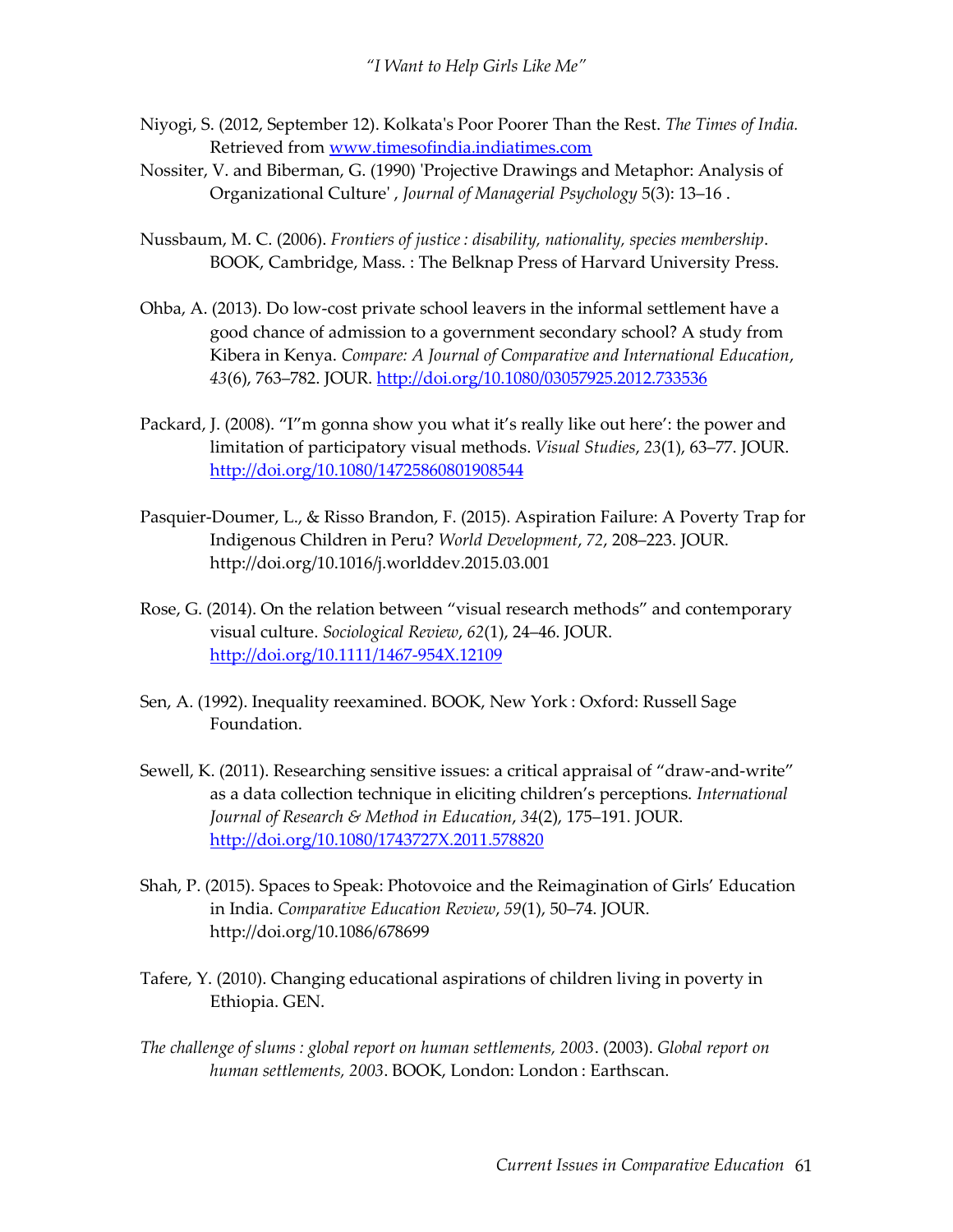Niyogi, S. (2012, September 12). Kolkata's Poor Poorer Than the Rest. *The Times of India.* Retrieved from www.timesofindia.indiatimes.com

Nossiter, V. and Biberman, G. (1990) 'Projective Drawings and Metaphor: Analysis of Organizational Culture' , *Journal of Managerial Psychology* 5(3): 13–16 .

Nussbaum, M. C. (2006). *Frontiers of justice : disability, nationality, species membership*. BOOK, Cambridge, Mass. : The Belknap Press of Harvard University Press.

Ohba, A. (2013). Do low-cost private school leavers in the informal settlement have a good chance of admission to a government secondary school? A study from Kibera in Kenya. *Compare: A Journal of Comparative and International Education*, *43*(6), 763–782. JOUR. http://doi.org/10.1080/03057925.2012.733536

Packard, J. (2008). "I"m gonna show you what it's really like out here': the power and limitation of participatory visual methods. *Visual Studies*, *23*(1), 63–77. JOUR. http://doi.org/10.1080/14725860801908544

Pasquier-Doumer, L., & Risso Brandon, F. (2015). Aspiration Failure: A Poverty Trap for Indigenous Children in Peru? *World Development*, *72*, 208–223. JOUR. http://doi.org/10.1016/j.worlddev.2015.03.001

Rose, G. (2014). On the relation between "visual research methods" and contemporary visual culture. *Sociological Review*, *62*(1), 24–46. JOUR. http://doi.org/10.1111/1467-954X.12109

Sen, A. (1992). Inequality reexamined. BOOK, New York : Oxford: Russell Sage Foundation.

Sewell, K. (2011). Researching sensitive issues: a critical appraisal of "draw-and-write" as a data collection technique in eliciting children's perceptions. *International Journal of Research & Method in Education*, *34*(2), 175–191. JOUR. http://doi.org/10.1080/1743727X.2011.578820

Shah, P. (2015). Spaces to Speak: Photovoice and the Reimagination of Girls' Education in India. *Comparative Education Review*, *59*(1), 50–74. JOUR. http://doi.org/10.1086/678699

Tafere, Y. (2010). Changing educational aspirations of children living in poverty in Ethiopia. GEN.

*The challenge of slums : global report on human settlements, 2003*. (2003). *Global report on human settlements, 2003*. BOOK, London: London : Earthscan.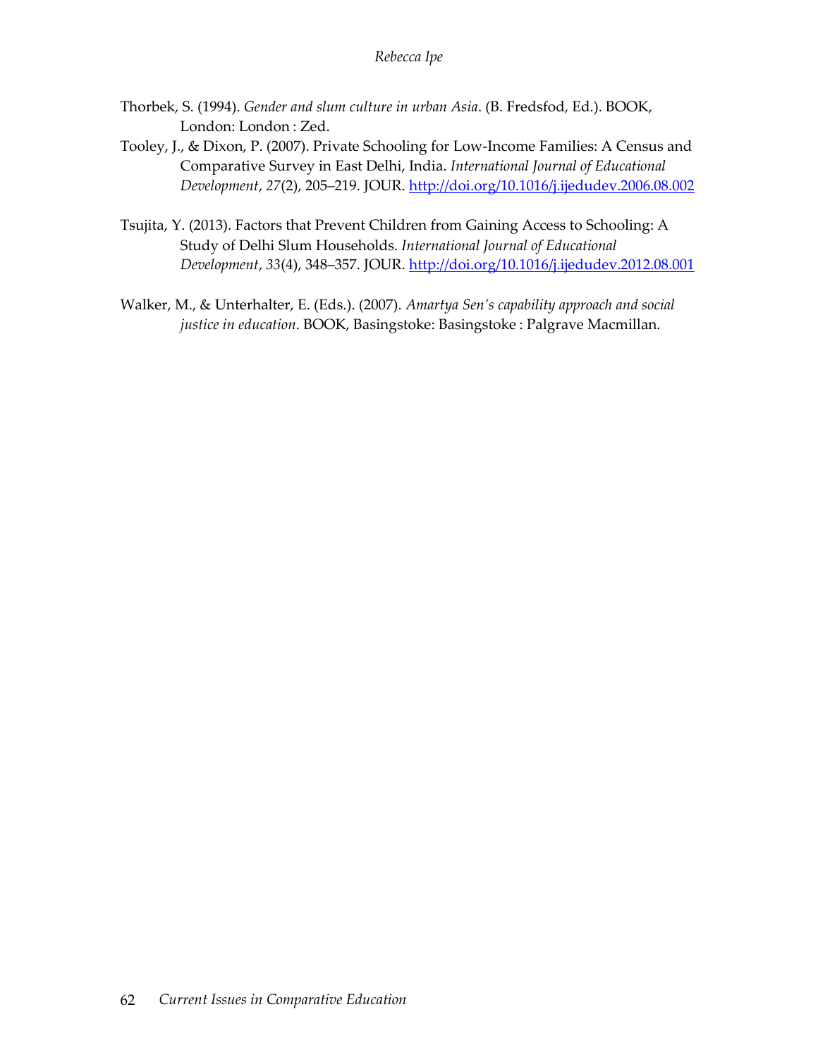Thorbek, S. (1994). *Gender and slum culture in urban Asia*. (B. Fredsfod, Ed.). BOOK, London: London : Zed.

Tooley, J., & Dixon, P. (2007). Private Schooling for Low-Income Families: A Census and Comparative Survey in East Delhi, India. *International Journal of Educational Development*, *27*(2), 205–219. JOUR. http://doi.org/10.1016/j.ijedudev.2006.08.002

Tsujita, Y. (2013). Factors that Prevent Children from Gaining Access to Schooling: A Study of Delhi Slum Households. *International Journal of Educational Development*, *33*(4), 348–357. JOUR. http://doi.org/10.1016/j.ijedudev.2012.08.001

Walker, M., & Unterhalter, E. (Eds.). (2007). *Amartya Sen's capability approach and social justice in education*. BOOK, Basingstoke: Basingstoke : Palgrave Macmillan.